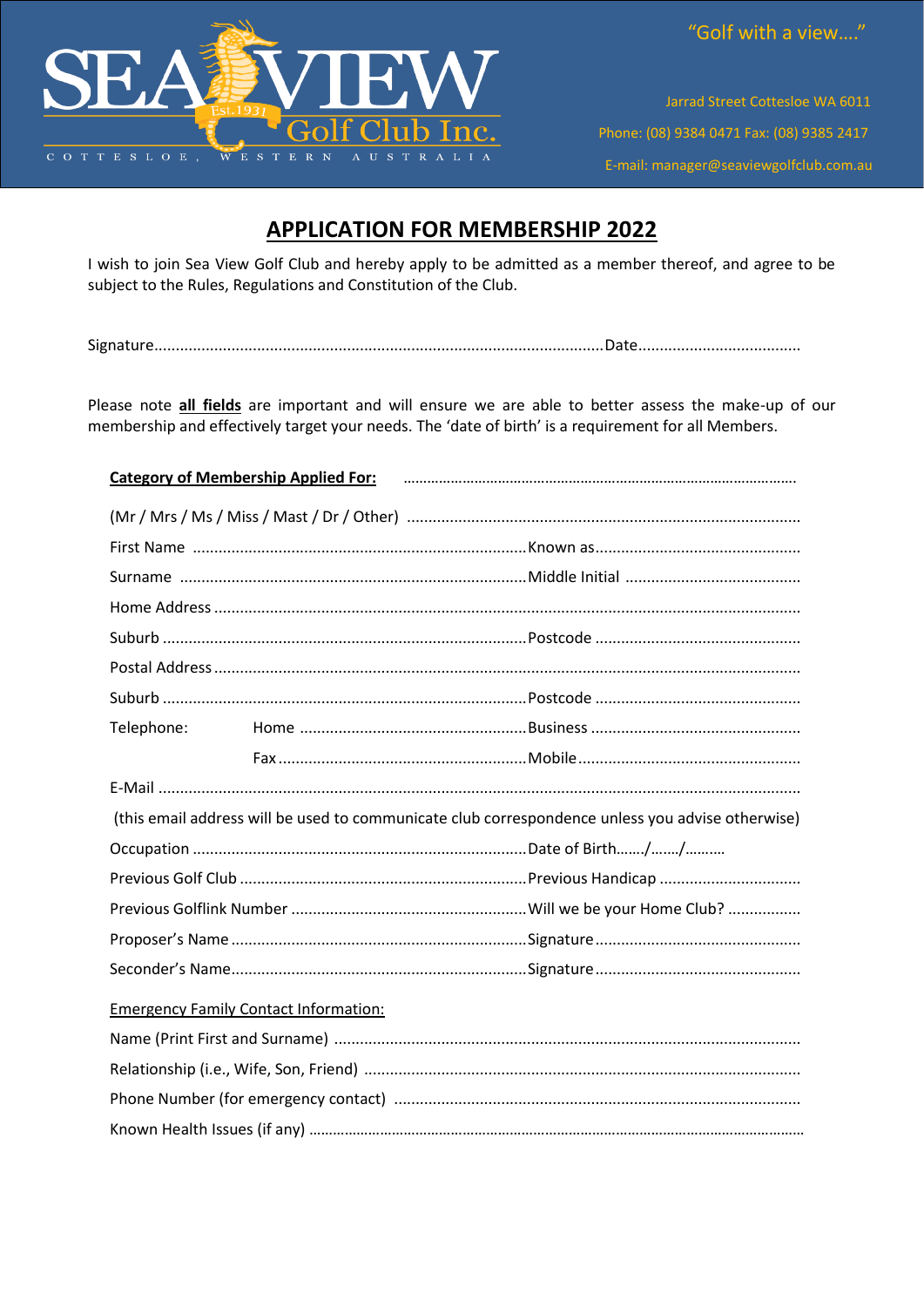SEA VIEW Golf Club Inc.

Est.1931

COTTESLOE, WESTERN AUSTRALIA

"Golf with a view…."

Jarrad Street Cottesloe WA 6011

Phone: (08) 9384 0471 Fax: (08) 9385 2417

E-mail: manager@seaviewgolfclub.com.au

# APPLICATION FOR MEMBERSHIP 2022

I wish to join Sea View Golf Club and hereby apply to be admitted as a member thereof, and agree to be subject to the Rules, Regulations and Constitution of the Club.

Signature........................................................................................................Date......................................

Please note **all fields** are important and will ensure we are able to better assess the make-up of our membership and effectively target your needs. The 'date of birth' is a requirement for all Members.

**Category of Membership Applied For:** ..................................................................................................

(Mr / Mrs / Ms / Miss / Mast / Dr / Other) ..........................................................................................

First Name ..........................................................................Known as...............................................

Surname ..............................................................................Middle Initial .........................................

Home Address ......................................................................................................................................

Suburb ..................................................................................Postcode ...............................................

Postal Address ......................................................................................................................................

Suburb ..................................................................................Postcode ...............................................

Telephone: Home ..................................................Business ................................................

Fax .......................................................Mobile...................................................

E-Mail ....................................................................................................................................................

(this email address will be used to communicate club correspondence unless you advise otherwise)

Occupation ..........................................................................Date of Birth……./……./……….

Previous Golf Club ................................................................Previous Handicap ................................

Previous Golflink Number ....................................................Will we be your Home Club? .................

Proposer's Name ..................................................................Signature...............................................

Seconder's Name...................................................................Signature...............................................

Emergency Family Contact Information:

Name (Print First and Surname) ...........................................................................................................

Relationship (i.e., Wife, Son, Friend) .....................................................................................................

Phone Number (for emergency contact) .............................................................................................

Known Health Issues (if any) ..................................................................................................................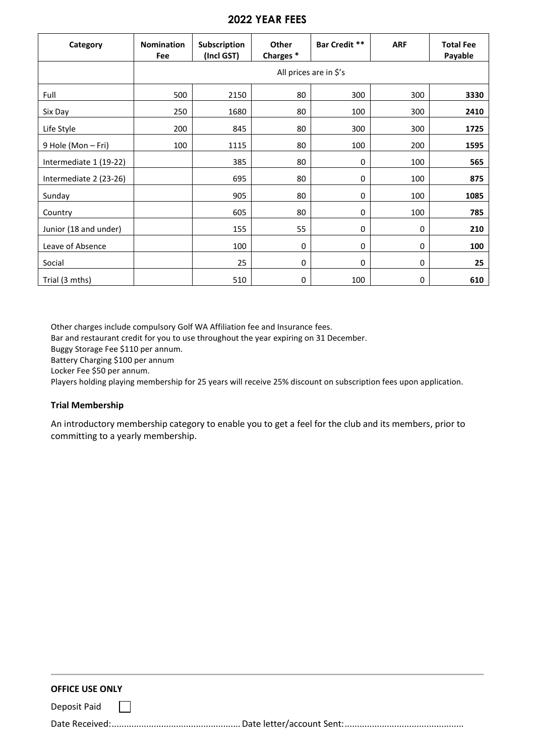## 2022 YEAR FEES

| Category | Nomination Fee | Subscription (Incl GST) | Other Charges * | Bar Credit ** | ARF | Total Fee Payable |
|---|---|---|---|---|---|---|
| | All prices are in $'s | | | | | |
| Full | 500 | 2150 | 80 | 300 | 300 | **3330** |
| Six Day | 250 | 1680 | 80 | 100 | 300 | **2410** |
| Life Style | 200 | 845 | 80 | 300 | 300 | **1725** |
| 9 Hole (Mon – Fri) | 100 | 1115 | 80 | 100 | 200 | **1595** |
| Intermediate 1 (19-22) | | 385 | 80 | 0 | 100 | **565** |
| Intermediate 2 (23-26) | | 695 | 80 | 0 | 100 | **875** |
| Sunday | | 905 | 80 | 0 | 100 | **1085** |
| Country | | 605 | 80 | 0 | 100 | **785** |
| Junior (18 and under) | | 155 | 55 | 0 | 0 | **210** |
| Leave of Absence | | 100 | 0 | 0 | 0 | **100** |
| Social | | 25 | 0 | 0 | 0 | **25** |
| Trial (3 mths) | | 510 | 0 | 100 | 0 | **610** |

Other charges include compulsory Golf WA Affiliation fee and Insurance fees.
Bar and restaurant credit for you to use throughout the year expiring on 31 December.
Buggy Storage Fee $110 per annum.
Battery Charging $100 per annum
Locker Fee $50 per annum.
Players holding playing membership for 25 years will receive 25% discount on subscription fees upon application.

**Trial Membership**

An introductory membership category to enable you to get a feel for the club and its members, prior to committing to a yearly membership.

---

**OFFICE USE ONLY**

Deposit Paid ☐

Date Received:.................................................... Date letter/account Sent:................................................